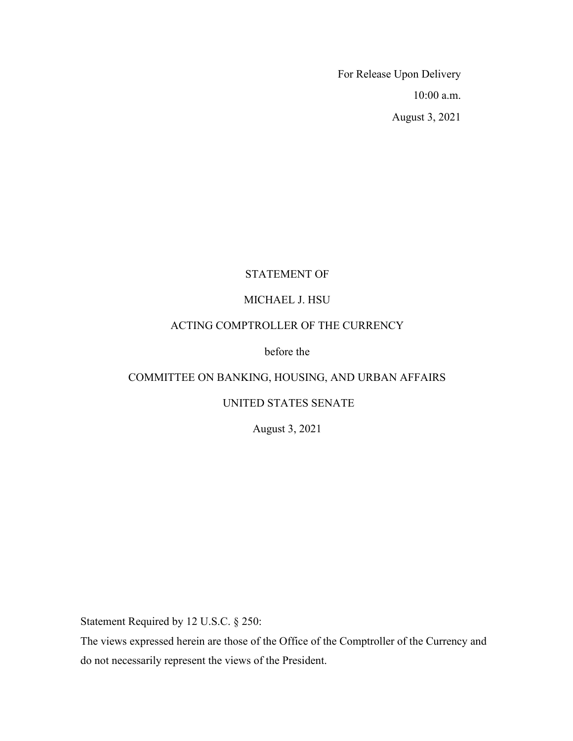For Release Upon Delivery

10:00 a.m.

August 3, 2021

STATEMENT OF

MICHAEL J. HSU

ACTING COMPTROLLER OF THE CURRENCY

before the

COMMITTEE ON BANKING, HOUSING, AND URBAN AFFAIRS

UNITED STATES SENATE

August 3, 2021

Statement Required by 12 U.S.C. § 250:

The views expressed herein are those of the Office of the Comptroller of the Currency and do not necessarily represent the views of the President.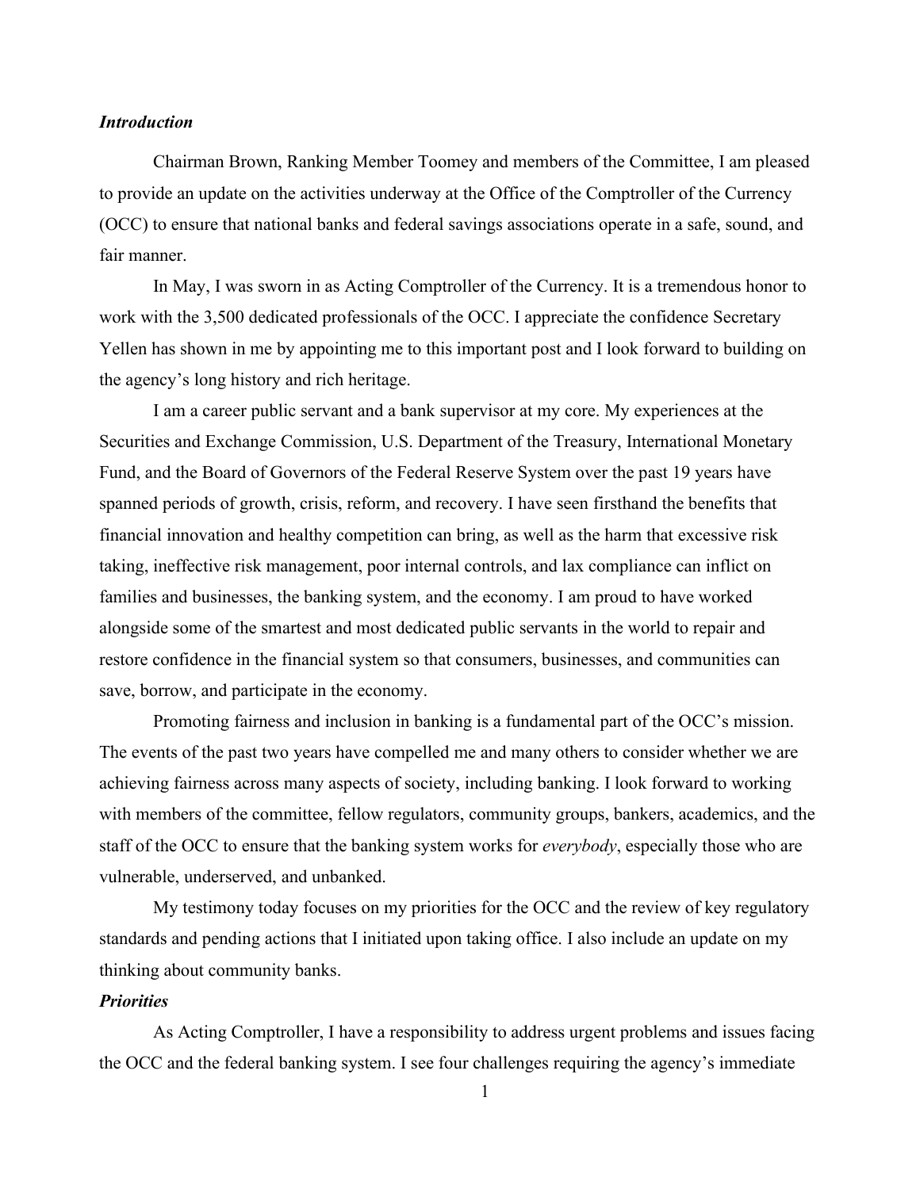### *Introduction*

Chairman Brown, Ranking Member Toomey and members of the Committee, I am pleased to provide an update on the activities underway at the Office of the Comptroller of the Currency (OCC) to ensure that national banks and federal savings associations operate in a safe, sound, and fair manner.

In May, I was sworn in as Acting Comptroller of the Currency. It is a tremendous honor to work with the 3,500 dedicated professionals of the OCC. I appreciate the confidence Secretary Yellen has shown in me by appointing me to this important post and I look forward to building on the agency's long history and rich heritage.

I am a career public servant and a bank supervisor at my core. My experiences at the Securities and Exchange Commission, U.S. Department of the Treasury, International Monetary Fund, and the Board of Governors of the Federal Reserve System over the past 19 years have spanned periods of growth, crisis, reform, and recovery. I have seen firsthand the benefits that financial innovation and healthy competition can bring, as well as the harm that excessive risk taking, ineffective risk management, poor internal controls, and lax compliance can inflict on families and businesses, the banking system, and the economy. I am proud to have worked alongside some of the smartest and most dedicated public servants in the world to repair and restore confidence in the financial system so that consumers, businesses, and communities can save, borrow, and participate in the economy.

Promoting fairness and inclusion in banking is a fundamental part of the OCC's mission. The events of the past two years have compelled me and many others to consider whether we are achieving fairness across many aspects of society, including banking. I look forward to working with members of the committee, fellow regulators, community groups, bankers, academics, and the staff of the OCC to ensure that the banking system works for *everybody*, especially those who are vulnerable, underserved, and unbanked.

My testimony today focuses on my priorities for the OCC and the review of key regulatory standards and pending actions that I initiated upon taking office. I also include an update on my thinking about community banks.

### *Priorities*

As Acting Comptroller, I have a responsibility to address urgent problems and issues facing the OCC and the federal banking system. I see four challenges requiring the agency's immediate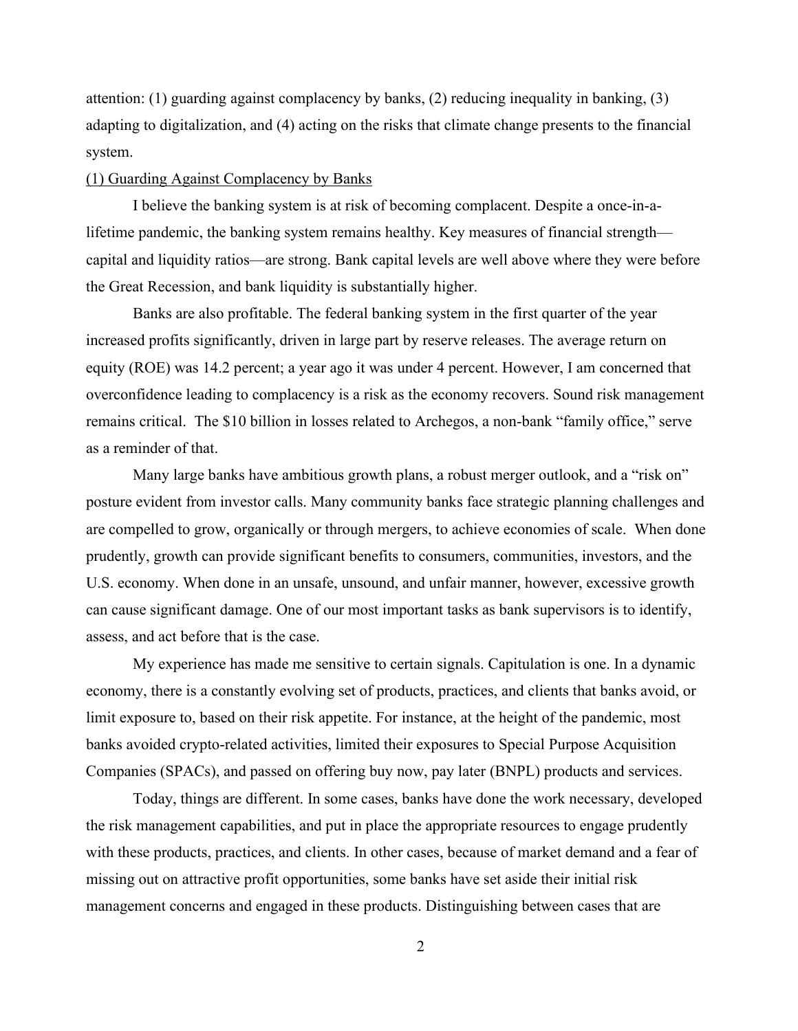attention: (1) guarding against complacency by banks, (2) reducing inequality in banking, (3) adapting to digitalization, and (4) acting on the risks that climate change presents to the financial system.

<u>(1) Guarding Against Complacency by Banks</u>

I believe the banking system is at risk of becoming complacent. Despite a once-in-a-lifetime pandemic, the banking system remains healthy. Key measures of financial strength—capital and liquidity ratios—are strong. Bank capital levels are well above where they were before the Great Recession, and bank liquidity is substantially higher.

Banks are also profitable. The federal banking system in the first quarter of the year increased profits significantly, driven in large part by reserve releases. The average return on equity (ROE) was 14.2 percent; a year ago it was under 4 percent. However, I am concerned that overconfidence leading to complacency is a risk as the economy recovers. Sound risk management remains critical. The $10 billion in losses related to Archegos, a non-bank "family office," serve as a reminder of that.

Many large banks have ambitious growth plans, a robust merger outlook, and a "risk on" posture evident from investor calls. Many community banks face strategic planning challenges and are compelled to grow, organically or through mergers, to achieve economies of scale. When done prudently, growth can provide significant benefits to consumers, communities, investors, and the U.S. economy. When done in an unsafe, unsound, and unfair manner, however, excessive growth can cause significant damage. One of our most important tasks as bank supervisors is to identify, assess, and act before that is the case.

My experience has made me sensitive to certain signals. Capitulation is one. In a dynamic economy, there is a constantly evolving set of products, practices, and clients that banks avoid, or limit exposure to, based on their risk appetite. For instance, at the height of the pandemic, most banks avoided crypto-related activities, limited their exposures to Special Purpose Acquisition Companies (SPACs), and passed on offering buy now, pay later (BNPL) products and services.

Today, things are different. In some cases, banks have done the work necessary, developed the risk management capabilities, and put in place the appropriate resources to engage prudently with these products, practices, and clients. In other cases, because of market demand and a fear of missing out on attractive profit opportunities, some banks have set aside their initial risk management concerns and engaged in these products. Distinguishing between cases that are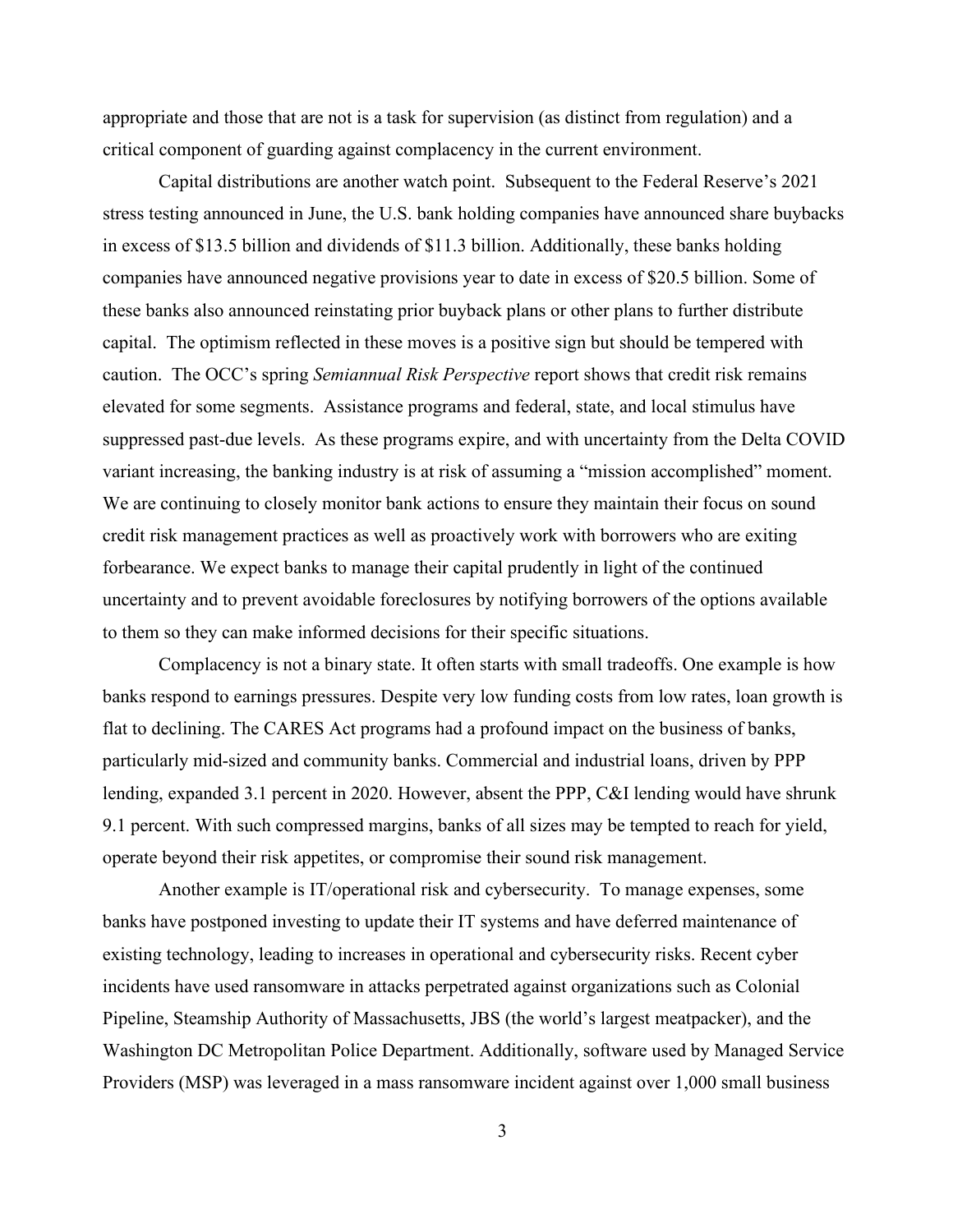appropriate and those that are not is a task for supervision (as distinct from regulation) and a critical component of guarding against complacency in the current environment.

Capital distributions are another watch point. Subsequent to the Federal Reserve's 2021 stress testing announced in June, the U.S. bank holding companies have announced share buybacks in excess of $13.5 billion and dividends of $11.3 billion. Additionally, these banks holding companies have announced negative provisions year to date in excess of $20.5 billion. Some of these banks also announced reinstating prior buyback plans or other plans to further distribute capital. The optimism reflected in these moves is a positive sign but should be tempered with caution. The OCC's spring *Semiannual Risk Perspective* report shows that credit risk remains elevated for some segments. Assistance programs and federal, state, and local stimulus have suppressed past-due levels. As these programs expire, and with uncertainty from the Delta COVID variant increasing, the banking industry is at risk of assuming a "mission accomplished" moment. We are continuing to closely monitor bank actions to ensure they maintain their focus on sound credit risk management practices as well as proactively work with borrowers who are exiting forbearance. We expect banks to manage their capital prudently in light of the continued uncertainty and to prevent avoidable foreclosures by notifying borrowers of the options available to them so they can make informed decisions for their specific situations.

Complacency is not a binary state. It often starts with small tradeoffs. One example is how banks respond to earnings pressures. Despite very low funding costs from low rates, loan growth is flat to declining. The CARES Act programs had a profound impact on the business of banks, particularly mid-sized and community banks. Commercial and industrial loans, driven by PPP lending, expanded 3.1 percent in 2020. However, absent the PPP, C&I lending would have shrunk 9.1 percent. With such compressed margins, banks of all sizes may be tempted to reach for yield, operate beyond their risk appetites, or compromise their sound risk management.

Another example is IT/operational risk and cybersecurity. To manage expenses, some banks have postponed investing to update their IT systems and have deferred maintenance of existing technology, leading to increases in operational and cybersecurity risks. Recent cyber incidents have used ransomware in attacks perpetrated against organizations such as Colonial Pipeline, Steamship Authority of Massachusetts, JBS (the world's largest meatpacker), and the Washington DC Metropolitan Police Department. Additionally, software used by Managed Service Providers (MSP) was leveraged in a mass ransomware incident against over 1,000 small business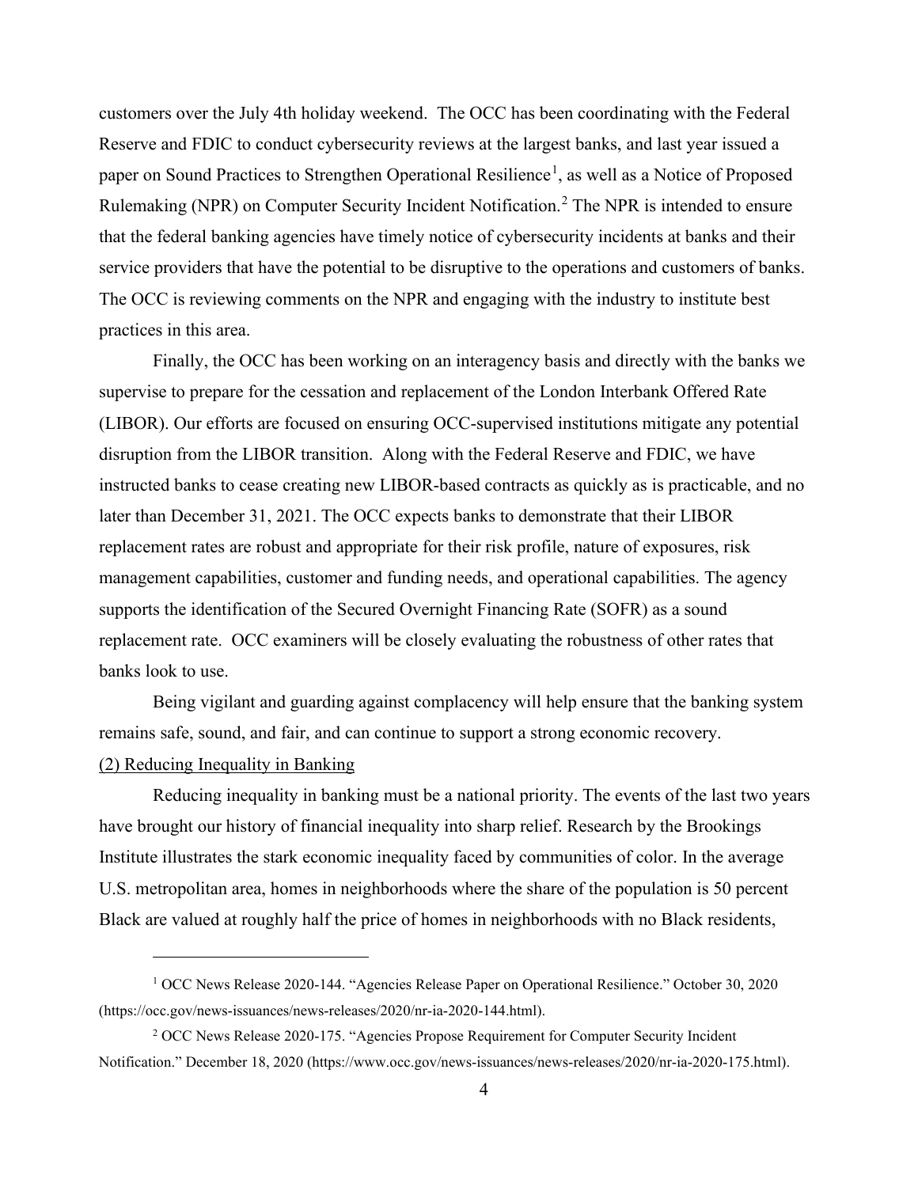customers over the July 4th holiday weekend. The OCC has been coordinating with the Federal Reserve and FDIC to conduct cybersecurity reviews at the largest banks, and last year issued a paper on Sound Practices to Strengthen Operational Resilience[1], as well as a Notice of Proposed Rulemaking (NPR) on Computer Security Incident Notification.[2] The NPR is intended to ensure that the federal banking agencies have timely notice of cybersecurity incidents at banks and their service providers that have the potential to be disruptive to the operations and customers of banks. The OCC is reviewing comments on the NPR and engaging with the industry to institute best practices in this area.

Finally, the OCC has been working on an interagency basis and directly with the banks we supervise to prepare for the cessation and replacement of the London Interbank Offered Rate (LIBOR). Our efforts are focused on ensuring OCC-supervised institutions mitigate any potential disruption from the LIBOR transition. Along with the Federal Reserve and FDIC, we have instructed banks to cease creating new LIBOR-based contracts as quickly as is practicable, and no later than December 31, 2021. The OCC expects banks to demonstrate that their LIBOR replacement rates are robust and appropriate for their risk profile, nature of exposures, risk management capabilities, customer and funding needs, and operational capabilities. The agency supports the identification of the Secured Overnight Financing Rate (SOFR) as a sound replacement rate. OCC examiners will be closely evaluating the robustness of other rates that banks look to use.

Being vigilant and guarding against complacency will help ensure that the banking system remains safe, sound, and fair, and can continue to support a strong economic recovery.

<u>(2) Reducing Inequality in Banking</u>

Reducing inequality in banking must be a national priority. The events of the last two years have brought our history of financial inequality into sharp relief. Research by the Brookings Institute illustrates the stark economic inequality faced by communities of color. In the average U.S. metropolitan area, homes in neighborhoods where the share of the population is 50 percent Black are valued at roughly half the price of homes in neighborhoods with no Black residents,

---

[1] OCC News Release 2020-144. "Agencies Release Paper on Operational Resilience." October 30, 2020 (https://occ.gov/news-issuances/news-releases/2020/nr-ia-2020-144.html).

[2] OCC News Release 2020-175. "Agencies Propose Requirement for Computer Security Incident Notification." December 18, 2020 (https://www.occ.gov/news-issuances/news-releases/2020/nr-ia-2020-175.html).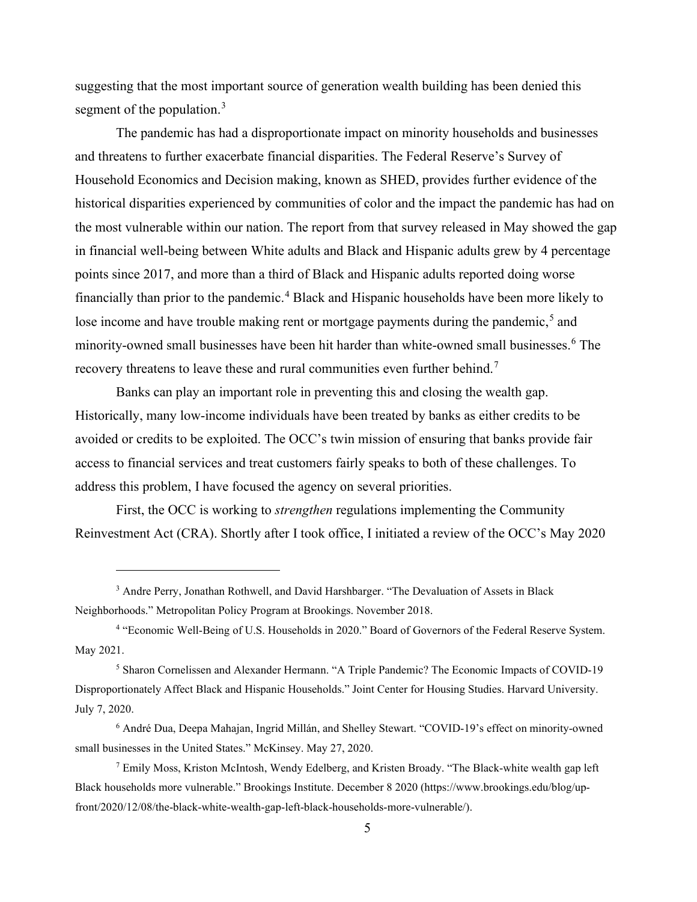suggesting that the most important source of generation wealth building has been denied this segment of the population.[3]

The pandemic has had a disproportionate impact on minority households and businesses and threatens to further exacerbate financial disparities. The Federal Reserve's Survey of Household Economics and Decision making, known as SHED, provides further evidence of the historical disparities experienced by communities of color and the impact the pandemic has had on the most vulnerable within our nation. The report from that survey released in May showed the gap in financial well-being between White adults and Black and Hispanic adults grew by 4 percentage points since 2017, and more than a third of Black and Hispanic adults reported doing worse financially than prior to the pandemic.[4] Black and Hispanic households have been more likely to lose income and have trouble making rent or mortgage payments during the pandemic,[5] and minority-owned small businesses have been hit harder than white-owned small businesses.[6] The recovery threatens to leave these and rural communities even further behind.[7]

Banks can play an important role in preventing this and closing the wealth gap. Historically, many low-income individuals have been treated by banks as either credits to be avoided or credits to be exploited. The OCC's twin mission of ensuring that banks provide fair access to financial services and treat customers fairly speaks to both of these challenges. To address this problem, I have focused the agency on several priorities.

First, the OCC is working to *strengthen* regulations implementing the Community Reinvestment Act (CRA). Shortly after I took office, I initiated a review of the OCC's May 2020

---

[3] Andre Perry, Jonathan Rothwell, and David Harshbarger. "The Devaluation of Assets in Black Neighborhoods." Metropolitan Policy Program at Brookings. November 2018.

[4] "Economic Well-Being of U.S. Households in 2020." Board of Governors of the Federal Reserve System. May 2021.

[5] Sharon Cornelissen and Alexander Hermann. "A Triple Pandemic? The Economic Impacts of COVID-19 Disproportionately Affect Black and Hispanic Households." Joint Center for Housing Studies. Harvard University. July 7, 2020.

[6] André Dua, Deepa Mahajan, Ingrid Millán, and Shelley Stewart. "COVID-19's effect on minority-owned small businesses in the United States." McKinsey. May 27, 2020.

[7] Emily Moss, Kriston McIntosh, Wendy Edelberg, and Kristen Broady. "The Black-white wealth gap left Black households more vulnerable." Brookings Institute. December 8 2020 (https://www.brookings.edu/blog/up-front/2020/12/08/the-black-white-wealth-gap-left-black-households-more-vulnerable/).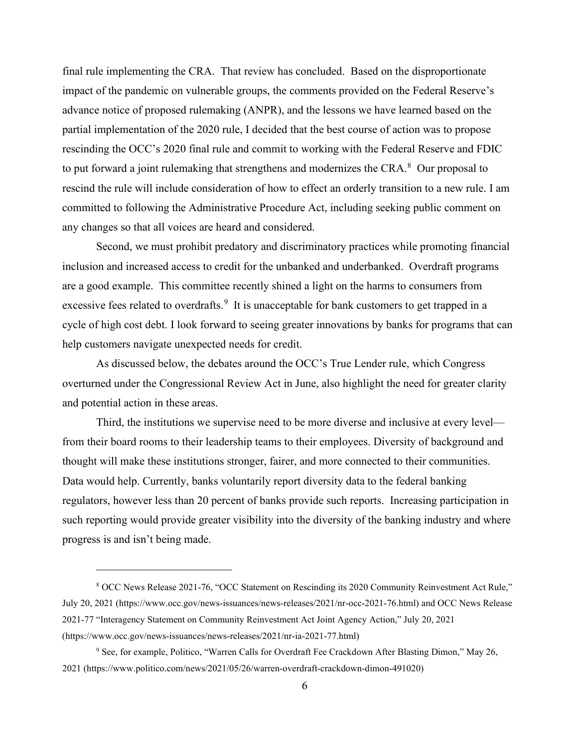final rule implementing the CRA. That review has concluded. Based on the disproportionate impact of the pandemic on vulnerable groups, the comments provided on the Federal Reserve's advance notice of proposed rulemaking (ANPR), and the lessons we have learned based on the partial implementation of the 2020 rule, I decided that the best course of action was to propose rescinding the OCC's 2020 final rule and commit to working with the Federal Reserve and FDIC to put forward a joint rulemaking that strengthens and modernizes the CRA.[8] Our proposal to rescind the rule will include consideration of how to effect an orderly transition to a new rule. I am committed to following the Administrative Procedure Act, including seeking public comment on any changes so that all voices are heard and considered.

Second, we must prohibit predatory and discriminatory practices while promoting financial inclusion and increased access to credit for the unbanked and underbanked. Overdraft programs are a good example. This committee recently shined a light on the harms to consumers from excessive fees related to overdrafts.[9] It is unacceptable for bank customers to get trapped in a cycle of high cost debt. I look forward to seeing greater innovations by banks for programs that can help customers navigate unexpected needs for credit.

As discussed below, the debates around the OCC's True Lender rule, which Congress overturned under the Congressional Review Act in June, also highlight the need for greater clarity and potential action in these areas.

Third, the institutions we supervise need to be more diverse and inclusive at every level—from their board rooms to their leadership teams to their employees. Diversity of background and thought will make these institutions stronger, fairer, and more connected to their communities. Data would help. Currently, banks voluntarily report diversity data to the federal banking regulators, however less than 20 percent of banks provide such reports. Increasing participation in such reporting would provide greater visibility into the diversity of the banking industry and where progress is and isn't being made.

---

[8] OCC News Release 2021-76, "OCC Statement on Rescinding its 2020 Community Reinvestment Act Rule," July 20, 2021 (https://www.occ.gov/news-issuances/news-releases/2021/nr-occ-2021-76.html) and OCC News Release 2021-77 "Interagency Statement on Community Reinvestment Act Joint Agency Action," July 20, 2021 (https://www.occ.gov/news-issuances/news-releases/2021/nr-ia-2021-77.html)

[9] See, for example, Politico, "Warren Calls for Overdraft Fee Crackdown After Blasting Dimon," May 26, 2021 (https://www.politico.com/news/2021/05/26/warren-overdraft-crackdown-dimon-491020)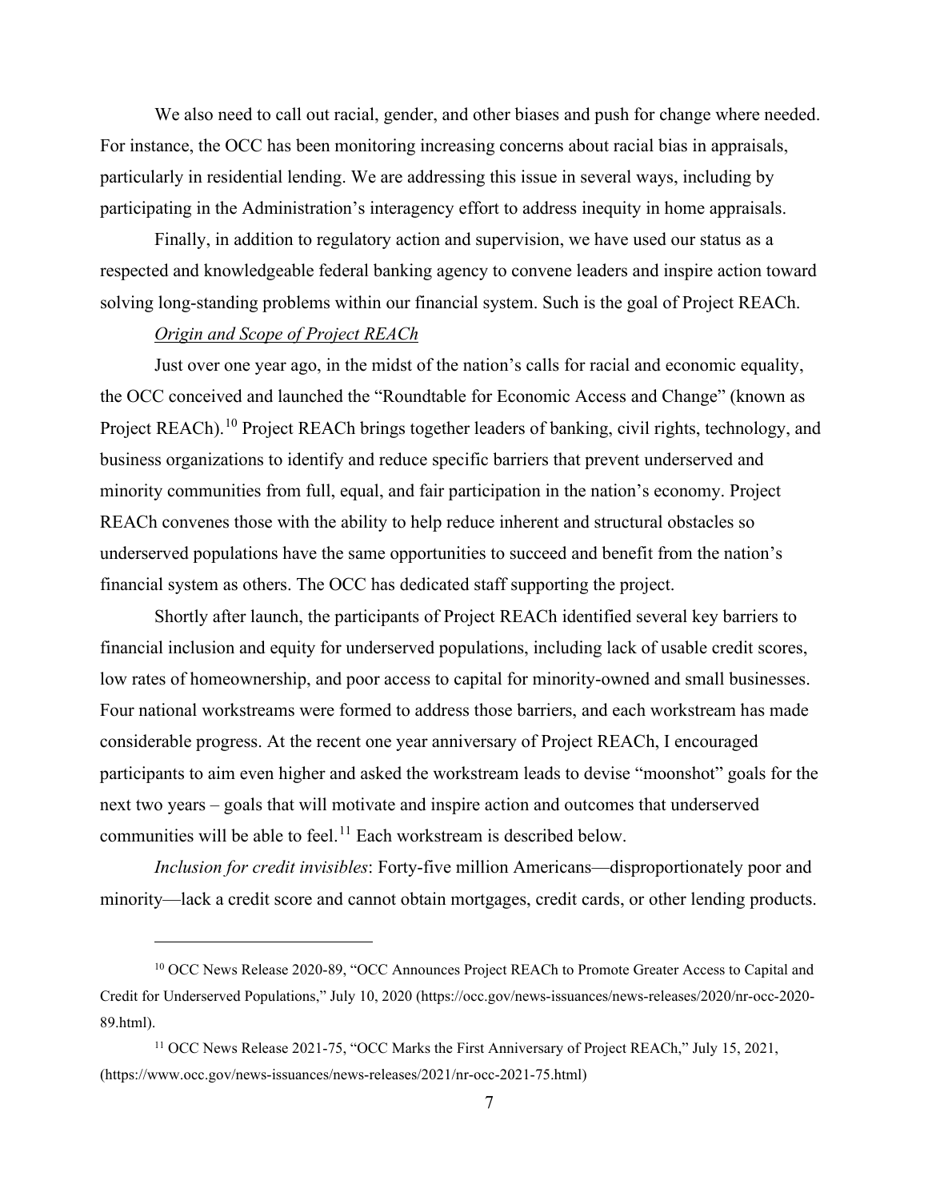We also need to call out racial, gender, and other biases and push for change where needed. For instance, the OCC has been monitoring increasing concerns about racial bias in appraisals, particularly in residential lending. We are addressing this issue in several ways, including by participating in the Administration's interagency effort to address inequity in home appraisals.

Finally, in addition to regulatory action and supervision, we have used our status as a respected and knowledgeable federal banking agency to convene leaders and inspire action toward solving long-standing problems within our financial system. Such is the goal of Project REACh.

*Origin and Scope of Project REACh*

Just over one year ago, in the midst of the nation's calls for racial and economic equality, the OCC conceived and launched the "Roundtable for Economic Access and Change" (known as Project REACh).[10] Project REACh brings together leaders of banking, civil rights, technology, and business organizations to identify and reduce specific barriers that prevent underserved and minority communities from full, equal, and fair participation in the nation's economy. Project REACh convenes those with the ability to help reduce inherent and structural obstacles so underserved populations have the same opportunities to succeed and benefit from the nation's financial system as others. The OCC has dedicated staff supporting the project.

Shortly after launch, the participants of Project REACh identified several key barriers to financial inclusion and equity for underserved populations, including lack of usable credit scores, low rates of homeownership, and poor access to capital for minority-owned and small businesses. Four national workstreams were formed to address those barriers, and each workstream has made considerable progress. At the recent one year anniversary of Project REACh, I encouraged participants to aim even higher and asked the workstream leads to devise "moonshot" goals for the next two years – goals that will motivate and inspire action and outcomes that underserved communities will be able to feel.[11] Each workstream is described below.

*Inclusion for credit invisibles*: Forty-five million Americans—disproportionately poor and minority—lack a credit score and cannot obtain mortgages, credit cards, or other lending products.

---

[10] OCC News Release 2020-89, "OCC Announces Project REACh to Promote Greater Access to Capital and Credit for Underserved Populations," July 10, 2020 (https://occ.gov/news-issuances/news-releases/2020/nr-occ-2020-89.html).

[11] OCC News Release 2021-75, "OCC Marks the First Anniversary of Project REACh," July 15, 2021, (https://www.occ.gov/news-issuances/news-releases/2021/nr-occ-2021-75.html)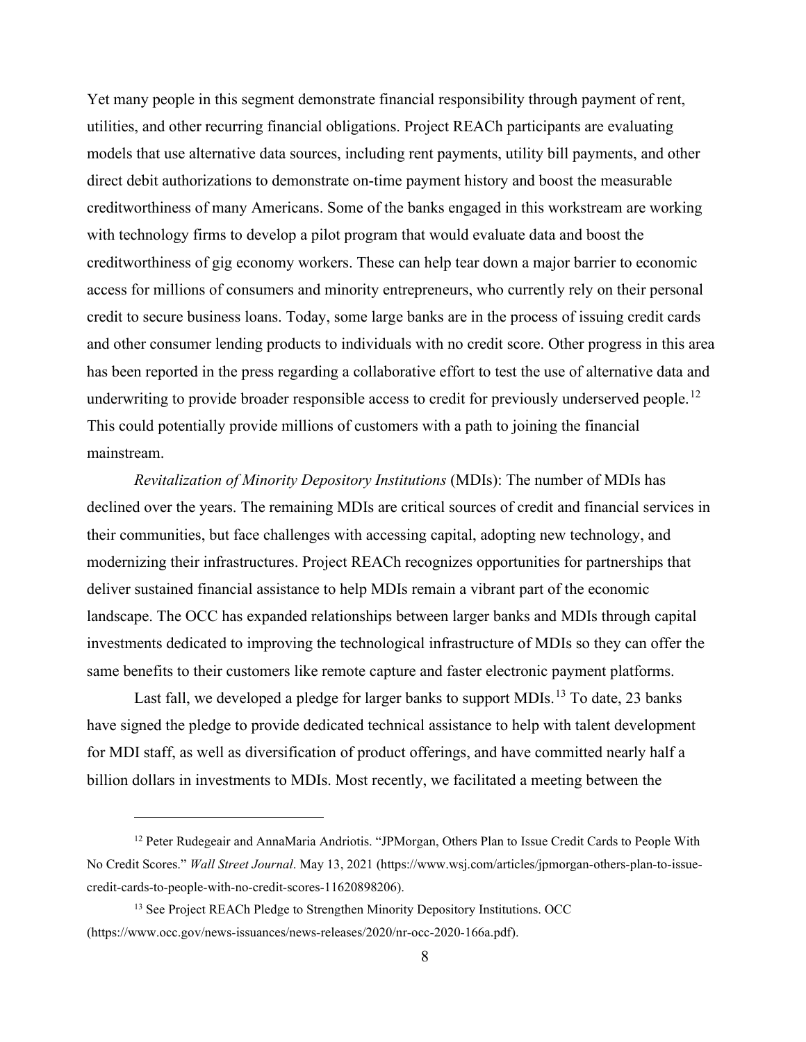Yet many people in this segment demonstrate financial responsibility through payment of rent, utilities, and other recurring financial obligations. Project REACh participants are evaluating models that use alternative data sources, including rent payments, utility bill payments, and other direct debit authorizations to demonstrate on-time payment history and boost the measurable creditworthiness of many Americans. Some of the banks engaged in this workstream are working with technology firms to develop a pilot program that would evaluate data and boost the creditworthiness of gig economy workers. These can help tear down a major barrier to economic access for millions of consumers and minority entrepreneurs, who currently rely on their personal credit to secure business loans. Today, some large banks are in the process of issuing credit cards and other consumer lending products to individuals with no credit score. Other progress in this area has been reported in the press regarding a collaborative effort to test the use of alternative data and underwriting to provide broader responsible access to credit for previously underserved people.[12] This could potentially provide millions of customers with a path to joining the financial mainstream.

*Revitalization of Minority Depository Institutions* (MDIs): The number of MDIs has declined over the years. The remaining MDIs are critical sources of credit and financial services in their communities, but face challenges with accessing capital, adopting new technology, and modernizing their infrastructures. Project REACh recognizes opportunities for partnerships that deliver sustained financial assistance to help MDIs remain a vibrant part of the economic landscape. The OCC has expanded relationships between larger banks and MDIs through capital investments dedicated to improving the technological infrastructure of MDIs so they can offer the same benefits to their customers like remote capture and faster electronic payment platforms.

Last fall, we developed a pledge for larger banks to support MDIs.[13] To date, 23 banks have signed the pledge to provide dedicated technical assistance to help with talent development for MDI staff, as well as diversification of product offerings, and have committed nearly half a billion dollars in investments to MDIs. Most recently, we facilitated a meeting between the

---

[12] Peter Rudegeair and AnnaMaria Andriotis. "JPMorgan, Others Plan to Issue Credit Cards to People With No Credit Scores." *Wall Street Journal*. May 13, 2021 (https://www.wsj.com/articles/jpmorgan-others-plan-to-issue-credit-cards-to-people-with-no-credit-scores-11620898206).

[13] See Project REACh Pledge to Strengthen Minority Depository Institutions. OCC (https://www.occ.gov/news-issuances/news-releases/2020/nr-occ-2020-166a.pdf).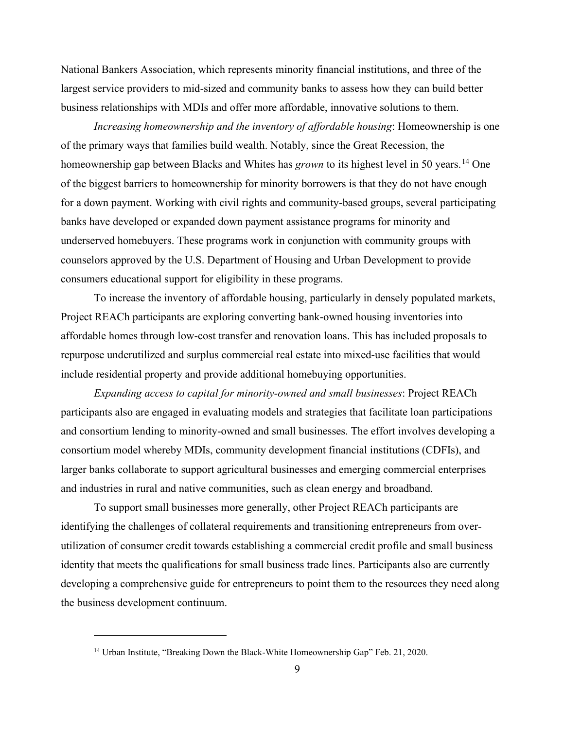National Bankers Association, which represents minority financial institutions, and three of the largest service providers to mid-sized and community banks to assess how they can build better business relationships with MDIs and offer more affordable, innovative solutions to them.

*Increasing homeownership and the inventory of affordable housing*: Homeownership is one of the primary ways that families build wealth. Notably, since the Great Recession, the homeownership gap between Blacks and Whites has *grown* to its highest level in 50 years.[14] One of the biggest barriers to homeownership for minority borrowers is that they do not have enough for a down payment. Working with civil rights and community-based groups, several participating banks have developed or expanded down payment assistance programs for minority and underserved homebuyers. These programs work in conjunction with community groups with counselors approved by the U.S. Department of Housing and Urban Development to provide consumers educational support for eligibility in these programs.

To increase the inventory of affordable housing, particularly in densely populated markets, Project REACh participants are exploring converting bank-owned housing inventories into affordable homes through low-cost transfer and renovation loans. This has included proposals to repurpose underutilized and surplus commercial real estate into mixed-use facilities that would include residential property and provide additional homebuying opportunities.

*Expanding access to capital for minority-owned and small businesses*: Project REACh participants also are engaged in evaluating models and strategies that facilitate loan participations and consortium lending to minority-owned and small businesses. The effort involves developing a consortium model whereby MDIs, community development financial institutions (CDFIs), and larger banks collaborate to support agricultural businesses and emerging commercial enterprises and industries in rural and native communities, such as clean energy and broadband.

To support small businesses more generally, other Project REACh participants are identifying the challenges of collateral requirements and transitioning entrepreneurs from over-utilization of consumer credit towards establishing a commercial credit profile and small business identity that meets the qualifications for small business trade lines. Participants also are currently developing a comprehensive guide for entrepreneurs to point them to the resources they need along the business development continuum.

[14] Urban Institute, "Breaking Down the Black-White Homeownership Gap" Feb. 21, 2020.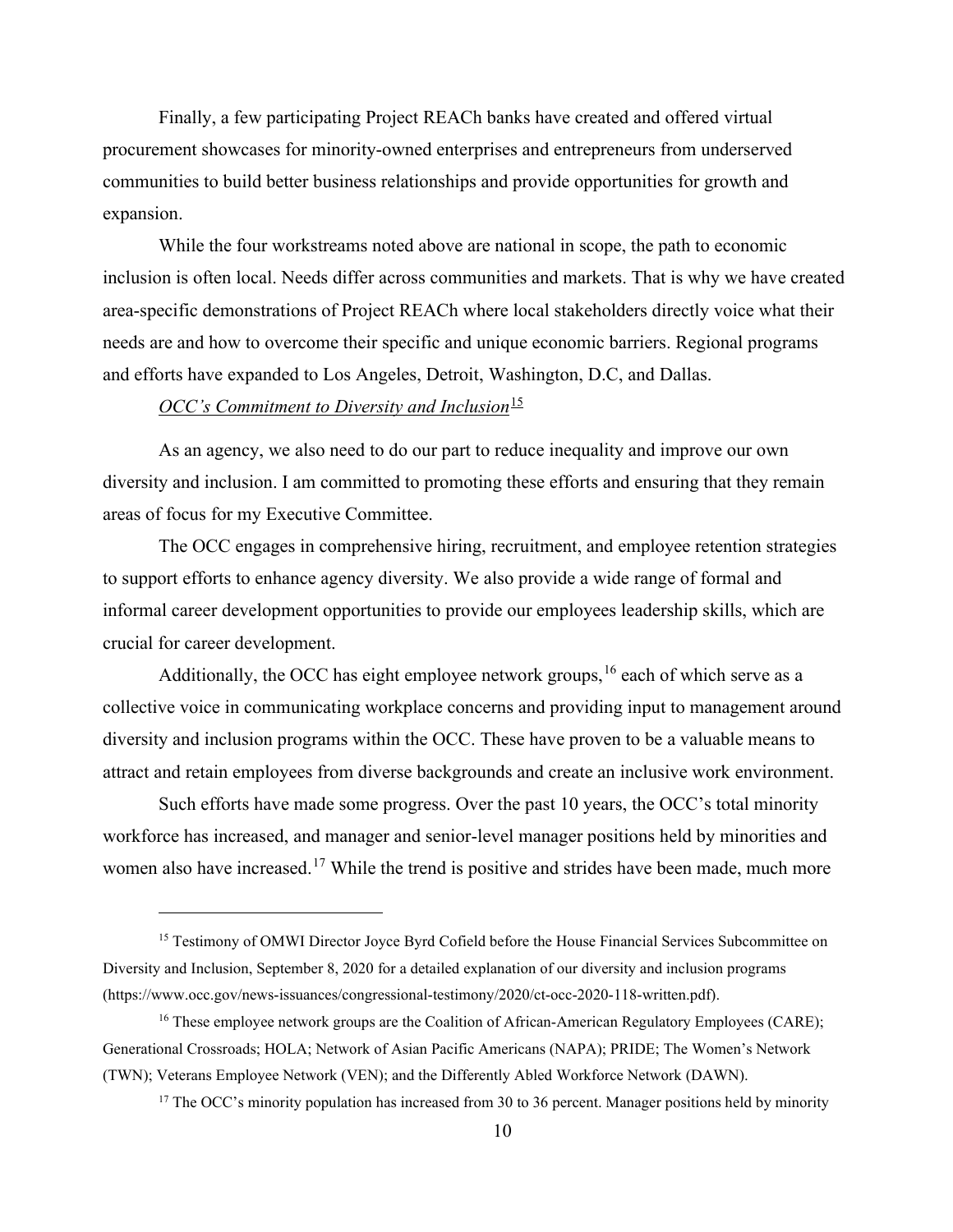Finally, a few participating Project REACh banks have created and offered virtual procurement showcases for minority-owned enterprises and entrepreneurs from underserved communities to build better business relationships and provide opportunities for growth and expansion.

While the four workstreams noted above are national in scope, the path to economic inclusion is often local. Needs differ across communities and markets. That is why we have created area-specific demonstrations of Project REACh where local stakeholders directly voice what their needs are and how to overcome their specific and unique economic barriers. Regional programs and efforts have expanded to Los Angeles, Detroit, Washington, D.C, and Dallas.

*OCC's Commitment to Diversity and Inclusion*[15]

As an agency, we also need to do our part to reduce inequality and improve our own diversity and inclusion. I am committed to promoting these efforts and ensuring that they remain areas of focus for my Executive Committee.

The OCC engages in comprehensive hiring, recruitment, and employee retention strategies to support efforts to enhance agency diversity. We also provide a wide range of formal and informal career development opportunities to provide our employees leadership skills, which are crucial for career development.

Additionally, the OCC has eight employee network groups,[16] each of which serve as a collective voice in communicating workplace concerns and providing input to management around diversity and inclusion programs within the OCC. These have proven to be a valuable means to attract and retain employees from diverse backgrounds and create an inclusive work environment.

Such efforts have made some progress. Over the past 10 years, the OCC's total minority workforce has increased, and manager and senior-level manager positions held by minorities and women also have increased.[17] While the trend is positive and strides have been made, much more

---

[15] Testimony of OMWI Director Joyce Byrd Cofield before the House Financial Services Subcommittee on Diversity and Inclusion, September 8, 2020 for a detailed explanation of our diversity and inclusion programs (https://www.occ.gov/news-issuances/congressional-testimony/2020/ct-occ-2020-118-written.pdf).

[16] These employee network groups are the Coalition of African-American Regulatory Employees (CARE); Generational Crossroads; HOLA; Network of Asian Pacific Americans (NAPA); PRIDE; The Women's Network (TWN); Veterans Employee Network (VEN); and the Differently Abled Workforce Network (DAWN).

[17] The OCC's minority population has increased from 30 to 36 percent. Manager positions held by minority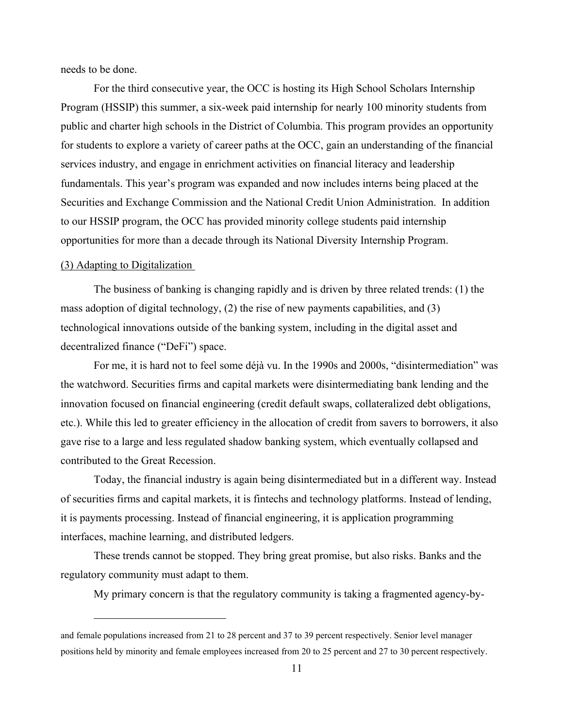needs to be done.

For the third consecutive year, the OCC is hosting its High School Scholars Internship Program (HSSIP) this summer, a six-week paid internship for nearly 100 minority students from public and charter high schools in the District of Columbia. This program provides an opportunity for students to explore a variety of career paths at the OCC, gain an understanding of the financial services industry, and engage in enrichment activities on financial literacy and leadership fundamentals. This year's program was expanded and now includes interns being placed at the Securities and Exchange Commission and the National Credit Union Administration. In addition to our HSSIP program, the OCC has provided minority college students paid internship opportunities for more than a decade through its National Diversity Internship Program.

(3) Adapting to Digitalization

The business of banking is changing rapidly and is driven by three related trends: (1) the mass adoption of digital technology, (2) the rise of new payments capabilities, and (3) technological innovations outside of the banking system, including in the digital asset and decentralized finance ("DeFi") space.

For me, it is hard not to feel some déjà vu. In the 1990s and 2000s, "disintermediation" was the watchword. Securities firms and capital markets were disintermediating bank lending and the innovation focused on financial engineering (credit default swaps, collateralized debt obligations, etc.). While this led to greater efficiency in the allocation of credit from savers to borrowers, it also gave rise to a large and less regulated shadow banking system, which eventually collapsed and contributed to the Great Recession.

Today, the financial industry is again being disintermediated but in a different way. Instead of securities firms and capital markets, it is fintechs and technology platforms. Instead of lending, it is payments processing. Instead of financial engineering, it is application programming interfaces, machine learning, and distributed ledgers.

These trends cannot be stopped. They bring great promise, but also risks. Banks and the regulatory community must adapt to them.

My primary concern is that the regulatory community is taking a fragmented agency-by-

---

and female populations increased from 21 to 28 percent and 37 to 39 percent respectively. Senior level manager positions held by minority and female employees increased from 20 to 25 percent and 27 to 30 percent respectively.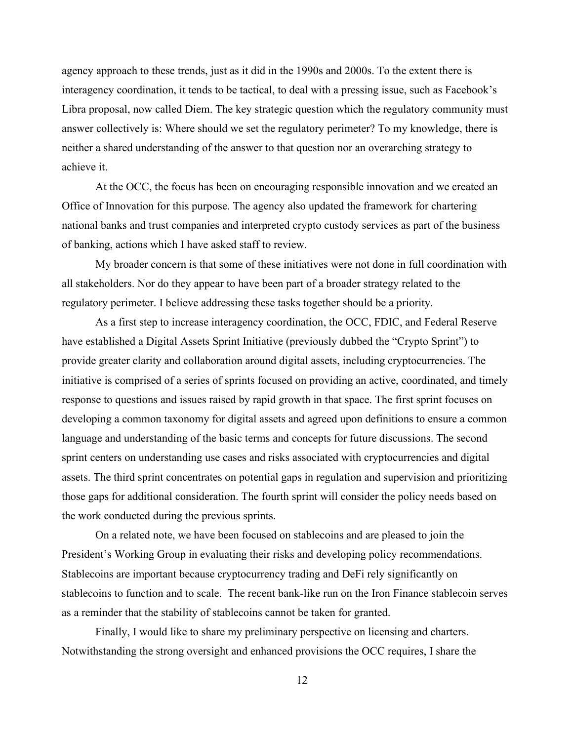agency approach to these trends, just as it did in the 1990s and 2000s. To the extent there is interagency coordination, it tends to be tactical, to deal with a pressing issue, such as Facebook's Libra proposal, now called Diem. The key strategic question which the regulatory community must answer collectively is: Where should we set the regulatory perimeter? To my knowledge, there is neither a shared understanding of the answer to that question nor an overarching strategy to achieve it.

At the OCC, the focus has been on encouraging responsible innovation and we created an Office of Innovation for this purpose. The agency also updated the framework for chartering national banks and trust companies and interpreted crypto custody services as part of the business of banking, actions which I have asked staff to review.

My broader concern is that some of these initiatives were not done in full coordination with all stakeholders. Nor do they appear to have been part of a broader strategy related to the regulatory perimeter. I believe addressing these tasks together should be a priority.

As a first step to increase interagency coordination, the OCC, FDIC, and Federal Reserve have established a Digital Assets Sprint Initiative (previously dubbed the "Crypto Sprint") to provide greater clarity and collaboration around digital assets, including cryptocurrencies. The initiative is comprised of a series of sprints focused on providing an active, coordinated, and timely response to questions and issues raised by rapid growth in that space. The first sprint focuses on developing a common taxonomy for digital assets and agreed upon definitions to ensure a common language and understanding of the basic terms and concepts for future discussions. The second sprint centers on understanding use cases and risks associated with cryptocurrencies and digital assets. The third sprint concentrates on potential gaps in regulation and supervision and prioritizing those gaps for additional consideration. The fourth sprint will consider the policy needs based on the work conducted during the previous sprints.

On a related note, we have been focused on stablecoins and are pleased to join the President's Working Group in evaluating their risks and developing policy recommendations. Stablecoins are important because cryptocurrency trading and DeFi rely significantly on stablecoins to function and to scale. The recent bank-like run on the Iron Finance stablecoin serves as a reminder that the stability of stablecoins cannot be taken for granted.

Finally, I would like to share my preliminary perspective on licensing and charters. Notwithstanding the strong oversight and enhanced provisions the OCC requires, I share the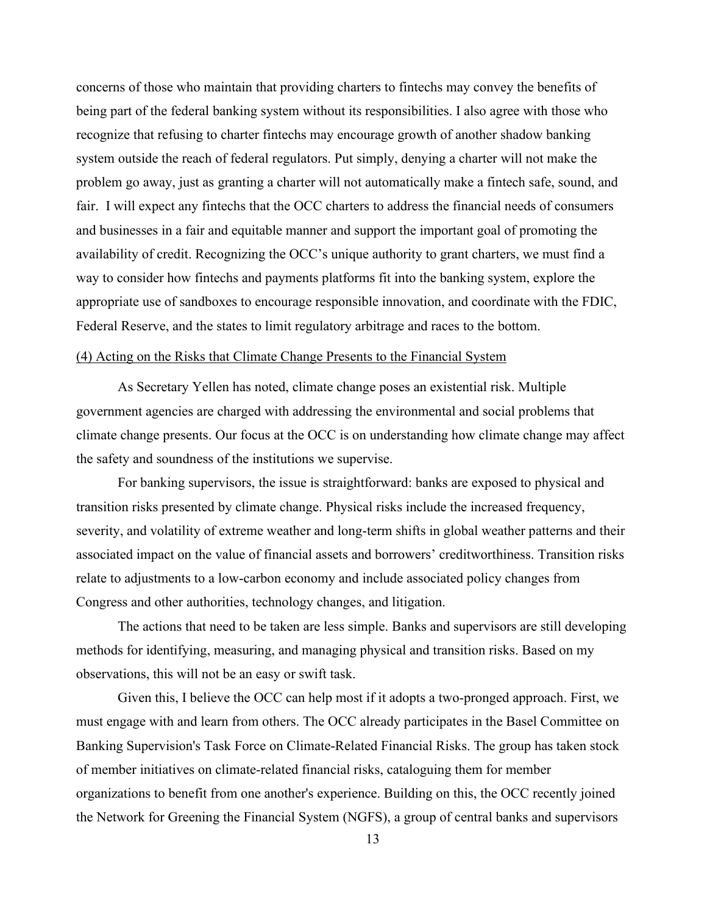concerns of those who maintain that providing charters to fintechs may convey the benefits of being part of the federal banking system without its responsibilities. I also agree with those who recognize that refusing to charter fintechs may encourage growth of another shadow banking system outside the reach of federal regulators. Put simply, denying a charter will not make the problem go away, just as granting a charter will not automatically make a fintech safe, sound, and fair. I will expect any fintechs that the OCC charters to address the financial needs of consumers and businesses in a fair and equitable manner and support the important goal of promoting the availability of credit. Recognizing the OCC's unique authority to grant charters, we must find a way to consider how fintechs and payments platforms fit into the banking system, explore the appropriate use of sandboxes to encourage responsible innovation, and coordinate with the FDIC, Federal Reserve, and the states to limit regulatory arbitrage and races to the bottom.

(4) Acting on the Risks that Climate Change Presents to the Financial System

As Secretary Yellen has noted, climate change poses an existential risk. Multiple government agencies are charged with addressing the environmental and social problems that climate change presents. Our focus at the OCC is on understanding how climate change may affect the safety and soundness of the institutions we supervise.

For banking supervisors, the issue is straightforward: banks are exposed to physical and transition risks presented by climate change. Physical risks include the increased frequency, severity, and volatility of extreme weather and long-term shifts in global weather patterns and their associated impact on the value of financial assets and borrowers' creditworthiness. Transition risks relate to adjustments to a low-carbon economy and include associated policy changes from Congress and other authorities, technology changes, and litigation.

The actions that need to be taken are less simple. Banks and supervisors are still developing methods for identifying, measuring, and managing physical and transition risks. Based on my observations, this will not be an easy or swift task.

Given this, I believe the OCC can help most if it adopts a two-pronged approach. First, we must engage with and learn from others. The OCC already participates in the Basel Committee on Banking Supervision's Task Force on Climate-Related Financial Risks. The group has taken stock of member initiatives on climate-related financial risks, cataloguing them for member organizations to benefit from one another's experience. Building on this, the OCC recently joined the Network for Greening the Financial System (NGFS), a group of central banks and supervisors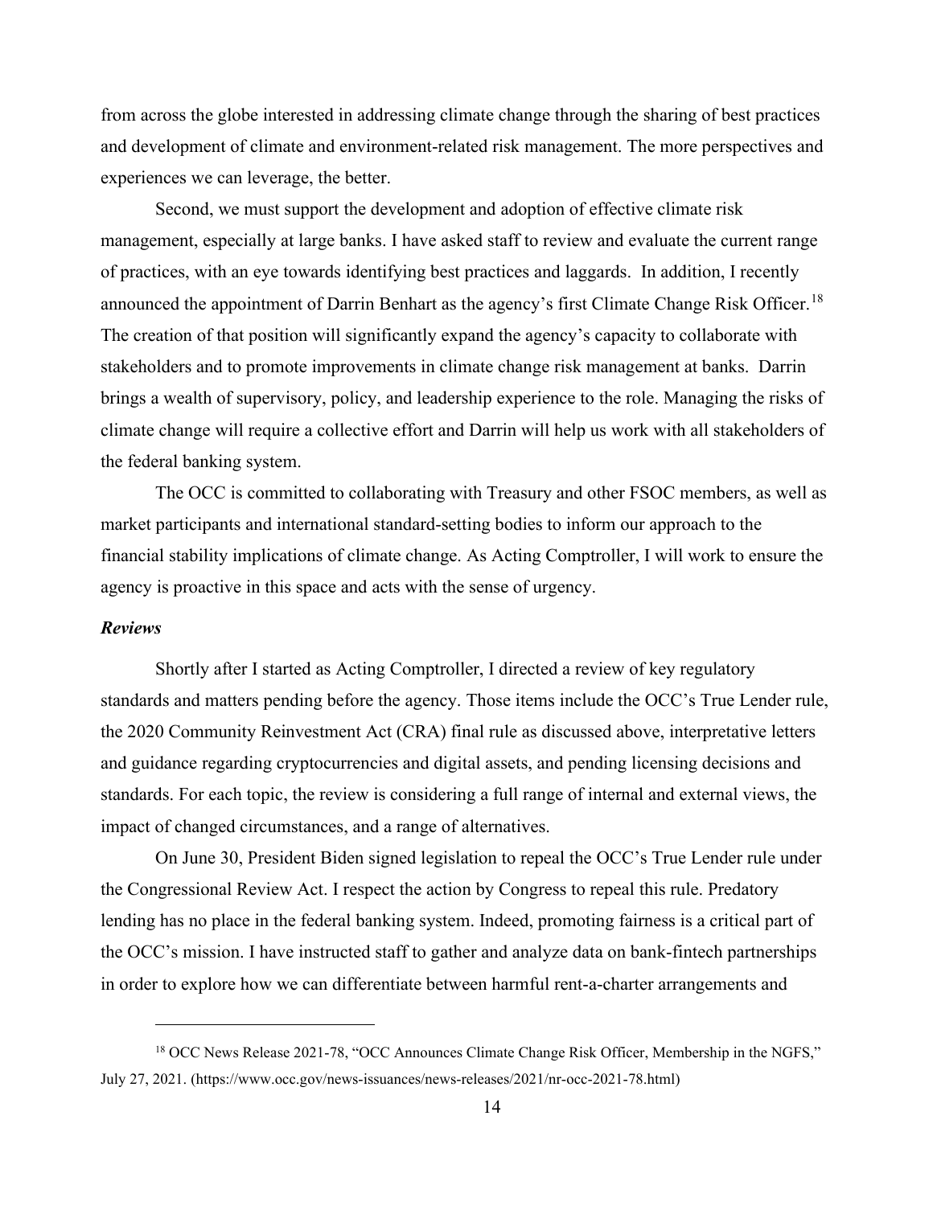from across the globe interested in addressing climate change through the sharing of best practices and development of climate and environment-related risk management. The more perspectives and experiences we can leverage, the better.

Second, we must support the development and adoption of effective climate risk management, especially at large banks. I have asked staff to review and evaluate the current range of practices, with an eye towards identifying best practices and laggards. In addition, I recently announced the appointment of Darrin Benhart as the agency's first Climate Change Risk Officer.[18] The creation of that position will significantly expand the agency's capacity to collaborate with stakeholders and to promote improvements in climate change risk management at banks. Darrin brings a wealth of supervisory, policy, and leadership experience to the role. Managing the risks of climate change will require a collective effort and Darrin will help us work with all stakeholders of the federal banking system.

The OCC is committed to collaborating with Treasury and other FSOC members, as well as market participants and international standard-setting bodies to inform our approach to the financial stability implications of climate change. As Acting Comptroller, I will work to ensure the agency is proactive in this space and acts with the sense of urgency.

### *Reviews*

Shortly after I started as Acting Comptroller, I directed a review of key regulatory standards and matters pending before the agency. Those items include the OCC's True Lender rule, the 2020 Community Reinvestment Act (CRA) final rule as discussed above, interpretative letters and guidance regarding cryptocurrencies and digital assets, and pending licensing decisions and standards. For each topic, the review is considering a full range of internal and external views, the impact of changed circumstances, and a range of alternatives.

On June 30, President Biden signed legislation to repeal the OCC's True Lender rule under the Congressional Review Act. I respect the action by Congress to repeal this rule. Predatory lending has no place in the federal banking system. Indeed, promoting fairness is a critical part of the OCC's mission. I have instructed staff to gather and analyze data on bank-fintech partnerships in order to explore how we can differentiate between harmful rent-a-charter arrangements and

---

[18] OCC News Release 2021-78, "OCC Announces Climate Change Risk Officer, Membership in the NGFS," July 27, 2021. (https://www.occ.gov/news-issuances/news-releases/2021/nr-occ-2021-78.html)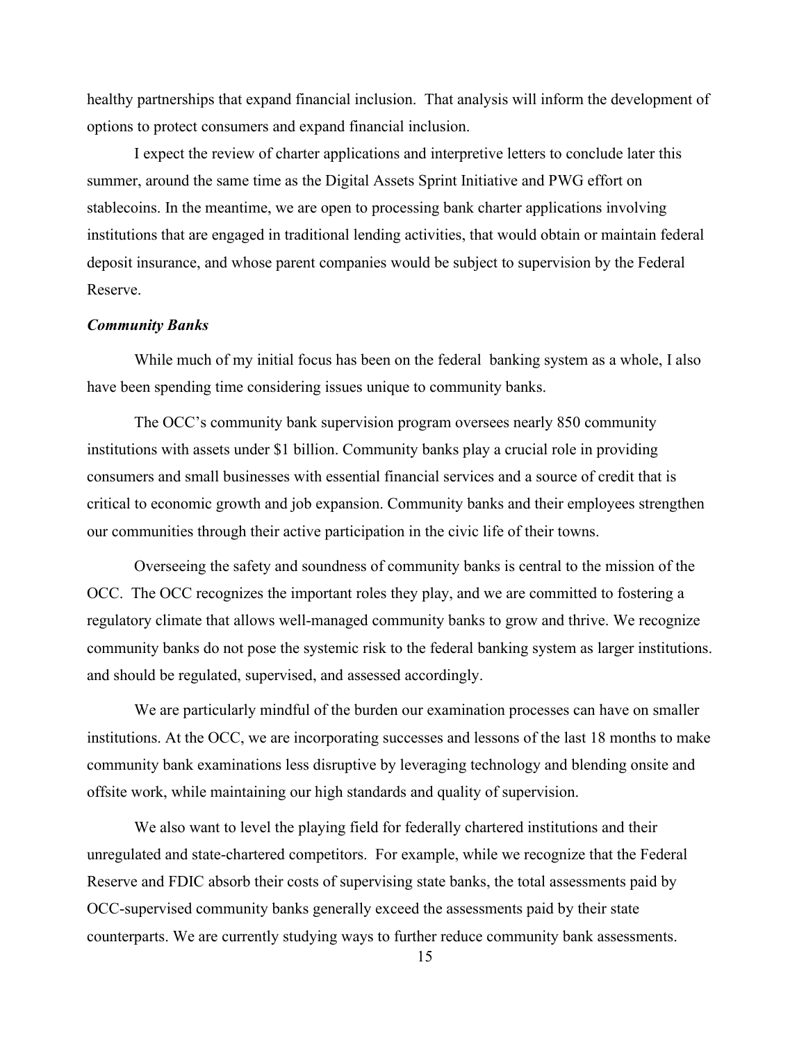healthy partnerships that expand financial inclusion. That analysis will inform the development of options to protect consumers and expand financial inclusion.

I expect the review of charter applications and interpretive letters to conclude later this summer, around the same time as the Digital Assets Sprint Initiative and PWG effort on stablecoins. In the meantime, we are open to processing bank charter applications involving institutions that are engaged in traditional lending activities, that would obtain or maintain federal deposit insurance, and whose parent companies would be subject to supervision by the Federal Reserve.

***Community Banks***

While much of my initial focus has been on the federal banking system as a whole, I also have been spending time considering issues unique to community banks.

The OCC's community bank supervision program oversees nearly 850 community institutions with assets under $1 billion. Community banks play a crucial role in providing consumers and small businesses with essential financial services and a source of credit that is critical to economic growth and job expansion. Community banks and their employees strengthen our communities through their active participation in the civic life of their towns.

Overseeing the safety and soundness of community banks is central to the mission of the OCC. The OCC recognizes the important roles they play, and we are committed to fostering a regulatory climate that allows well-managed community banks to grow and thrive. We recognize community banks do not pose the systemic risk to the federal banking system as larger institutions. and should be regulated, supervised, and assessed accordingly.

We are particularly mindful of the burden our examination processes can have on smaller institutions. At the OCC, we are incorporating successes and lessons of the last 18 months to make community bank examinations less disruptive by leveraging technology and blending onsite and offsite work, while maintaining our high standards and quality of supervision.

We also want to level the playing field for federally chartered institutions and their unregulated and state-chartered competitors. For example, while we recognize that the Federal Reserve and FDIC absorb their costs of supervising state banks, the total assessments paid by OCC-supervised community banks generally exceed the assessments paid by their state counterparts. We are currently studying ways to further reduce community bank assessments.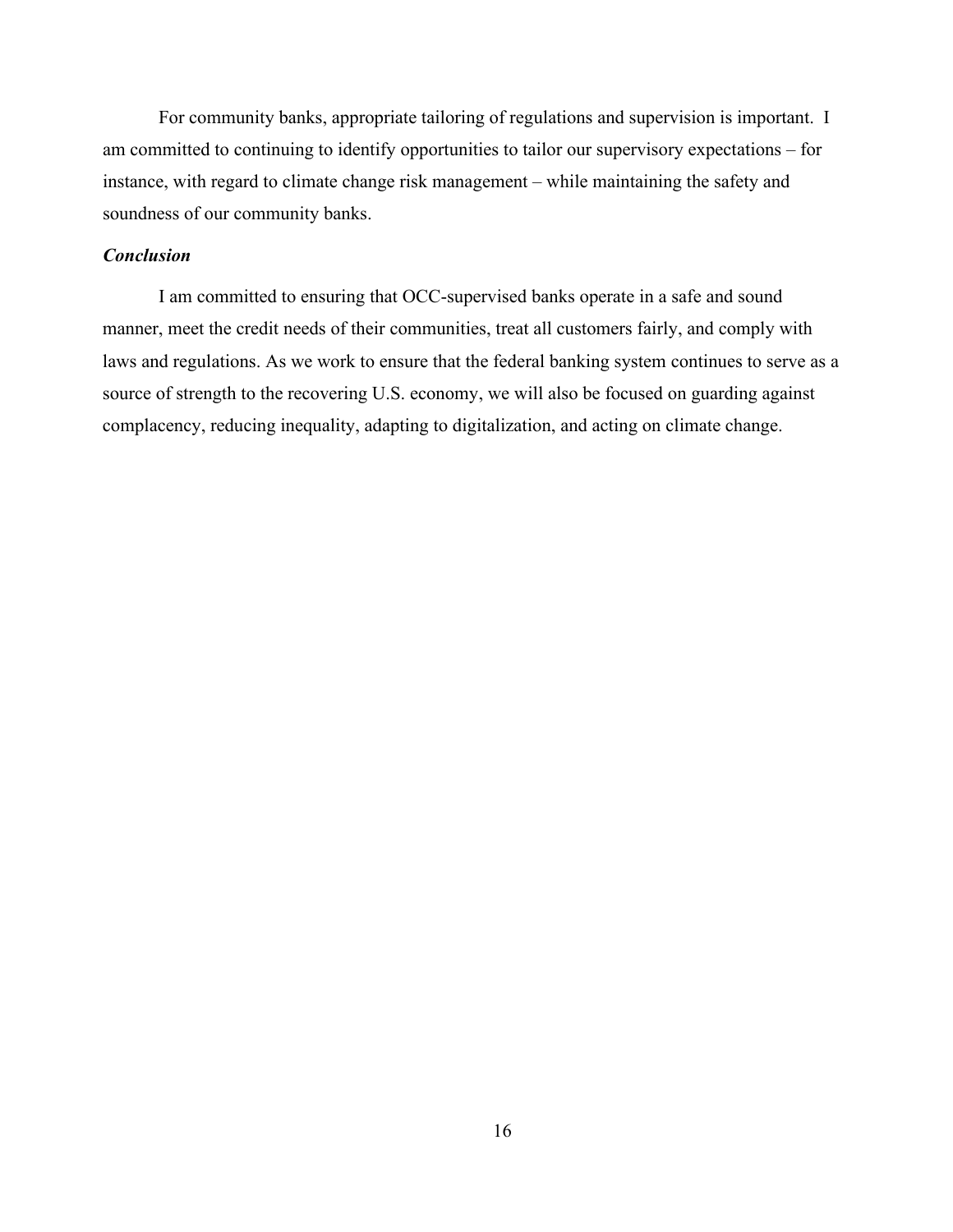For community banks, appropriate tailoring of regulations and supervision is important. I am committed to continuing to identify opportunities to tailor our supervisory expectations – for instance, with regard to climate change risk management – while maintaining the safety and soundness of our community banks.

***Conclusion***

I am committed to ensuring that OCC-supervised banks operate in a safe and sound manner, meet the credit needs of their communities, treat all customers fairly, and comply with laws and regulations. As we work to ensure that the federal banking system continues to serve as a source of strength to the recovering U.S. economy, we will also be focused on guarding against complacency, reducing inequality, adapting to digitalization, and acting on climate change.